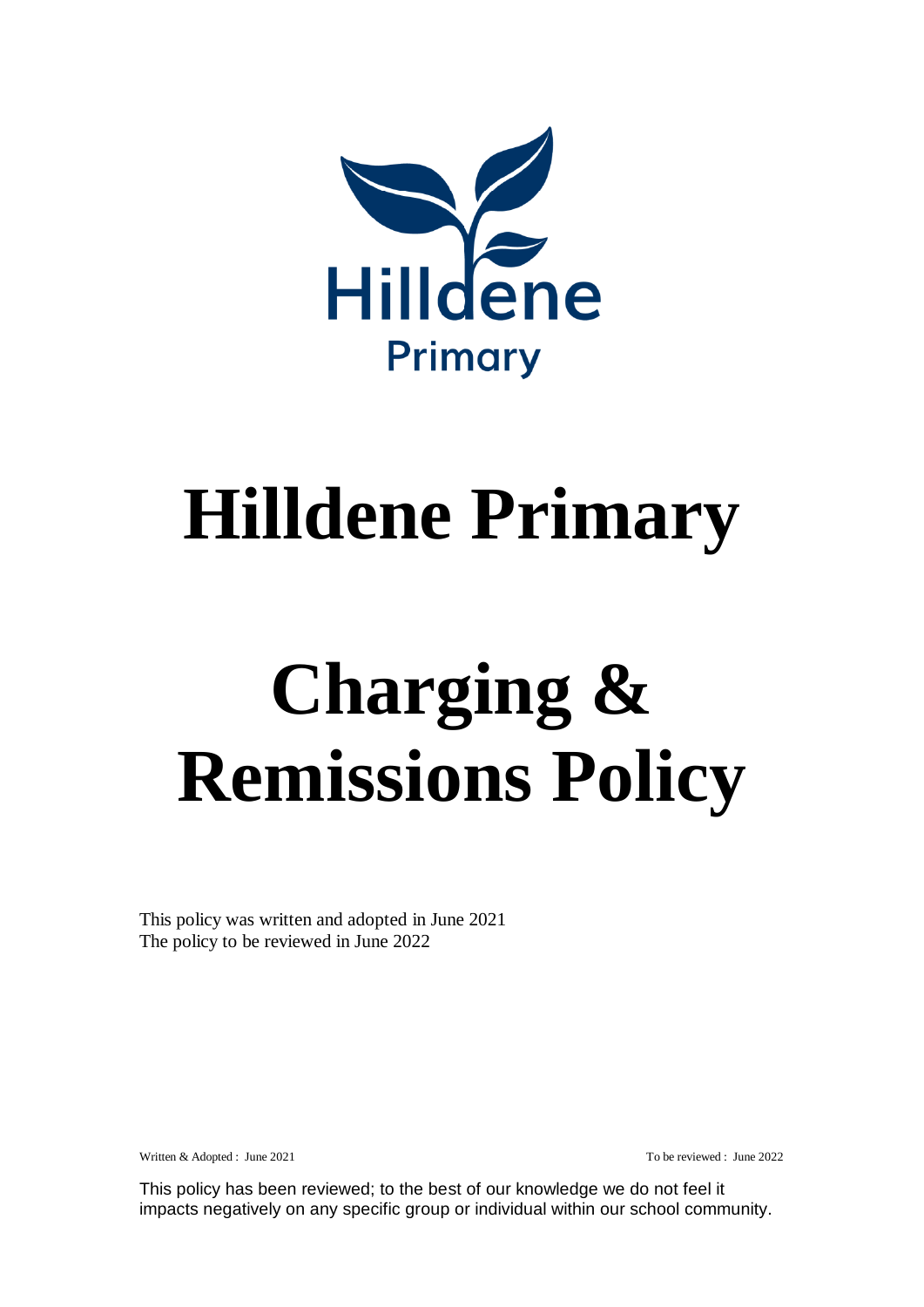Hilldene
Primary

# Hilldene Primary

# Charging & Remissions Policy

This policy was written and adopted in June 2021
The policy to be reviewed in June 2022

Written & Adopted : June 2021 To be reviewed : June 2022

This policy has been reviewed; to the best of our knowledge we do not feel it impacts negatively on any specific group or individual within our school community.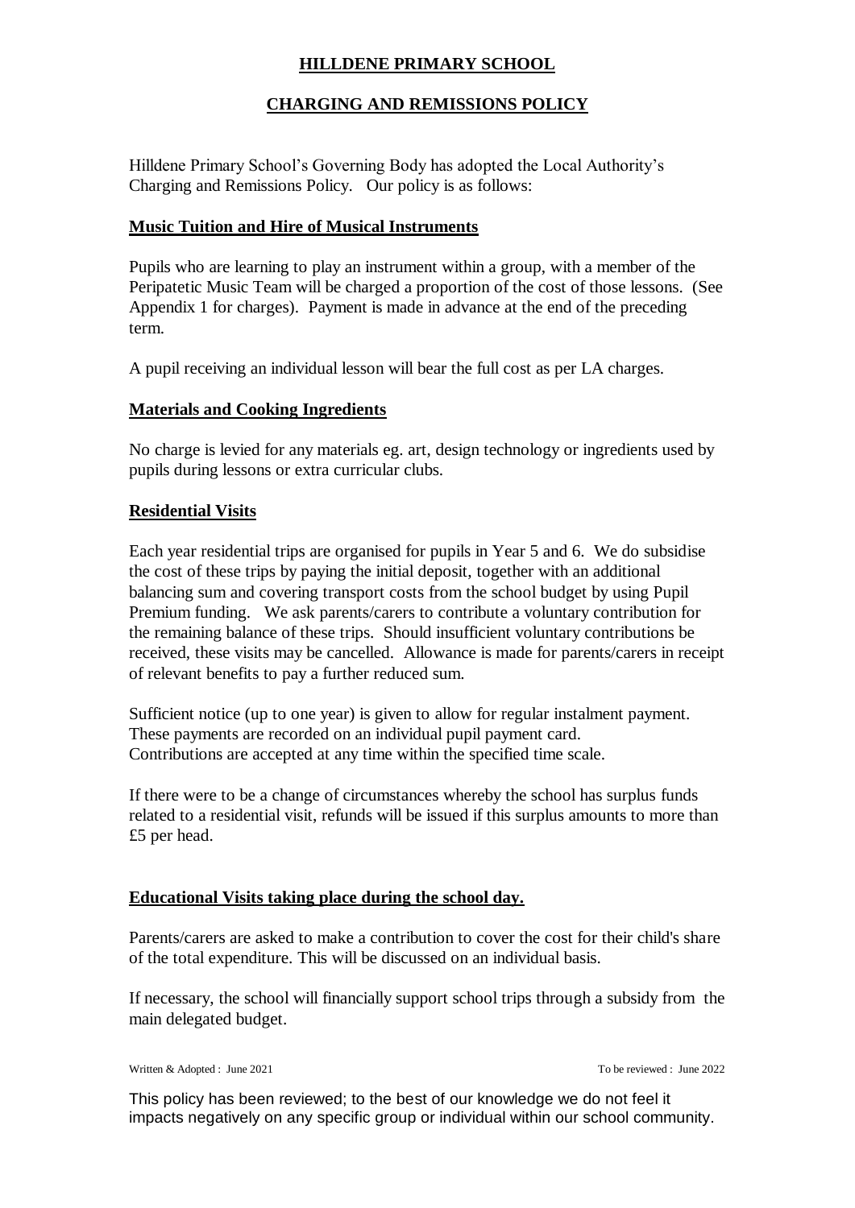# HILLDENE PRIMARY SCHOOL

## CHARGING AND REMISSIONS POLICY

Hilldene Primary School's Governing Body has adopted the Local Authority's Charging and Remissions Policy. Our policy is as follows:

### Music Tuition and Hire of Musical Instruments

Pupils who are learning to play an instrument within a group, with a member of the Peripatetic Music Team will be charged a proportion of the cost of those lessons. (See Appendix 1 for charges). Payment is made in advance at the end of the preceding term.

A pupil receiving an individual lesson will bear the full cost as per LA charges.

### Materials and Cooking Ingredients

No charge is levied for any materials eg. art, design technology or ingredients used by pupils during lessons or extra curricular clubs.

### Residential Visits

Each year residential trips are organised for pupils in Year 5 and 6. We do subsidise the cost of these trips by paying the initial deposit, together with an additional balancing sum and covering transport costs from the school budget by using Pupil Premium funding. We ask parents/carers to contribute a voluntary contribution for the remaining balance of these trips. Should insufficient voluntary contributions be received, these visits may be cancelled. Allowance is made for parents/carers in receipt of relevant benefits to pay a further reduced sum.

Sufficient notice (up to one year) is given to allow for regular instalment payment. These payments are recorded on an individual pupil payment card. Contributions are accepted at any time within the specified time scale.

If there were to be a change of circumstances whereby the school has surplus funds related to a residential visit, refunds will be issued if this surplus amounts to more than £5 per head.

### Educational Visits taking place during the school day.

Parents/carers are asked to make a contribution to cover the cost for their child's share of the total expenditure. This will be discussed on an individual basis.

If necessary, the school will financially support school trips through a subsidy from the main delegated budget.

Written & Adopted : June 2021 To be reviewed : June 2022

This policy has been reviewed; to the best of our knowledge we do not feel it impacts negatively on any specific group or individual within our school community.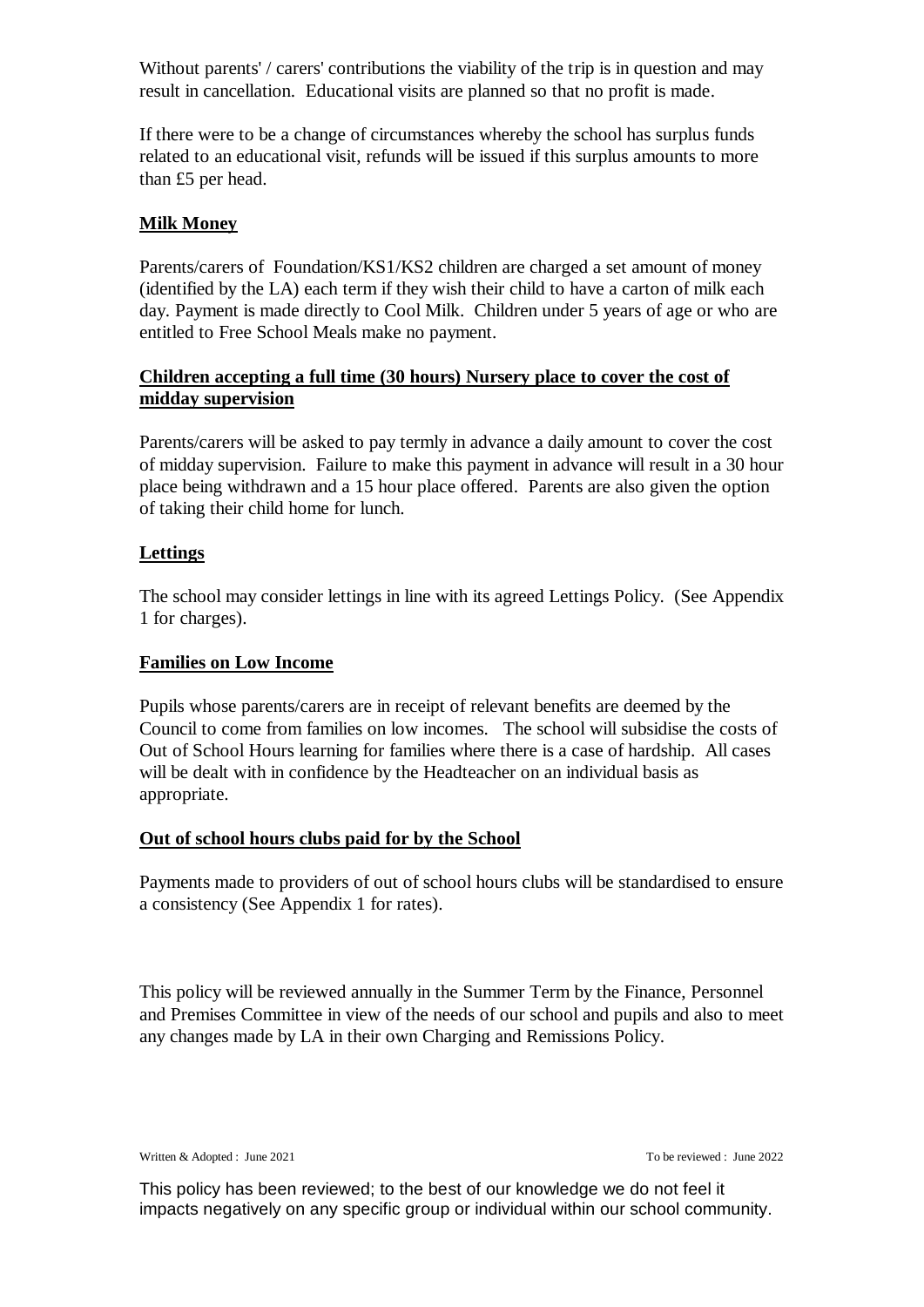Without parents' / carers' contributions the viability of the trip is in question and may result in cancellation. Educational visits are planned so that no profit is made.

If there were to be a change of circumstances whereby the school has surplus funds related to an educational visit, refunds will be issued if this surplus amounts to more than £5 per head.

**Milk Money**

Parents/carers of Foundation/KS1/KS2 children are charged a set amount of money (identified by the LA) each term if they wish their child to have a carton of milk each day. Payment is made directly to Cool Milk. Children under 5 years of age or who are entitled to Free School Meals make no payment.

**Children accepting a full time (30 hours) Nursery place to cover the cost of midday supervision**

Parents/carers will be asked to pay termly in advance a daily amount to cover the cost of midday supervision. Failure to make this payment in advance will result in a 30 hour place being withdrawn and a 15 hour place offered. Parents are also given the option of taking their child home for lunch.

**Lettings**

The school may consider lettings in line with its agreed Lettings Policy. (See Appendix 1 for charges).

**Families on Low Income**

Pupils whose parents/carers are in receipt of relevant benefits are deemed by the Council to come from families on low incomes. The school will subsidise the costs of Out of School Hours learning for families where there is a case of hardship. All cases will be dealt with in confidence by the Headteacher on an individual basis as appropriate.

**Out of school hours clubs paid for by the School**

Payments made to providers of out of school hours clubs will be standardised to ensure a consistency (See Appendix 1 for rates).

This policy will be reviewed annually in the Summer Term by the Finance, Personnel and Premises Committee in view of the needs of our school and pupils and also to meet any changes made by LA in their own Charging and Remissions Policy.

Written & Adopted : June 2021 To be reviewed : June 2022

This policy has been reviewed; to the best of our knowledge we do not feel it impacts negatively on any specific group or individual within our school community.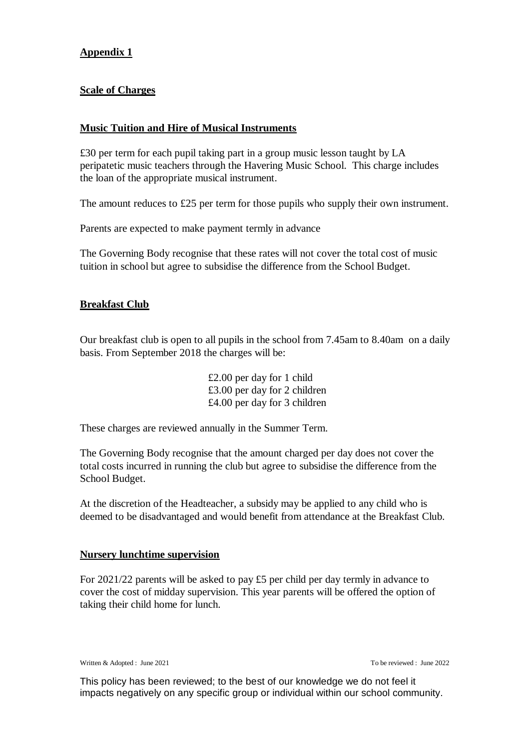**Appendix 1**

**Scale of Charges**

**Music Tuition and Hire of Musical Instruments**

£30 per term for each pupil taking part in a group music lesson taught by LA peripatetic music teachers through the Havering Music School. This charge includes the loan of the appropriate musical instrument.

The amount reduces to £25 per term for those pupils who supply their own instrument.

Parents are expected to make payment termly in advance

The Governing Body recognise that these rates will not cover the total cost of music tuition in school but agree to subsidise the difference from the School Budget.

**Breakfast Club**

Our breakfast club is open to all pupils in the school from 7.45am to 8.40am on a daily basis. From September 2018 the charges will be:

£2.00 per day for 1 child
£3.00 per day for 2 children
£4.00 per day for 3 children

These charges are reviewed annually in the Summer Term.

The Governing Body recognise that the amount charged per day does not cover the total costs incurred in running the club but agree to subsidise the difference from the School Budget.

At the discretion of the Headteacher, a subsidy may be applied to any child who is deemed to be disadvantaged and would benefit from attendance at the Breakfast Club.

**Nursery lunchtime supervision**

For 2021/22 parents will be asked to pay £5 per child per day termly in advance to cover the cost of midday supervision. This year parents will be offered the option of taking their child home for lunch.

Written & Adopted : June 2021 To be reviewed : June 2022

This policy has been reviewed; to the best of our knowledge we do not feel it impacts negatively on any specific group or individual within our school community.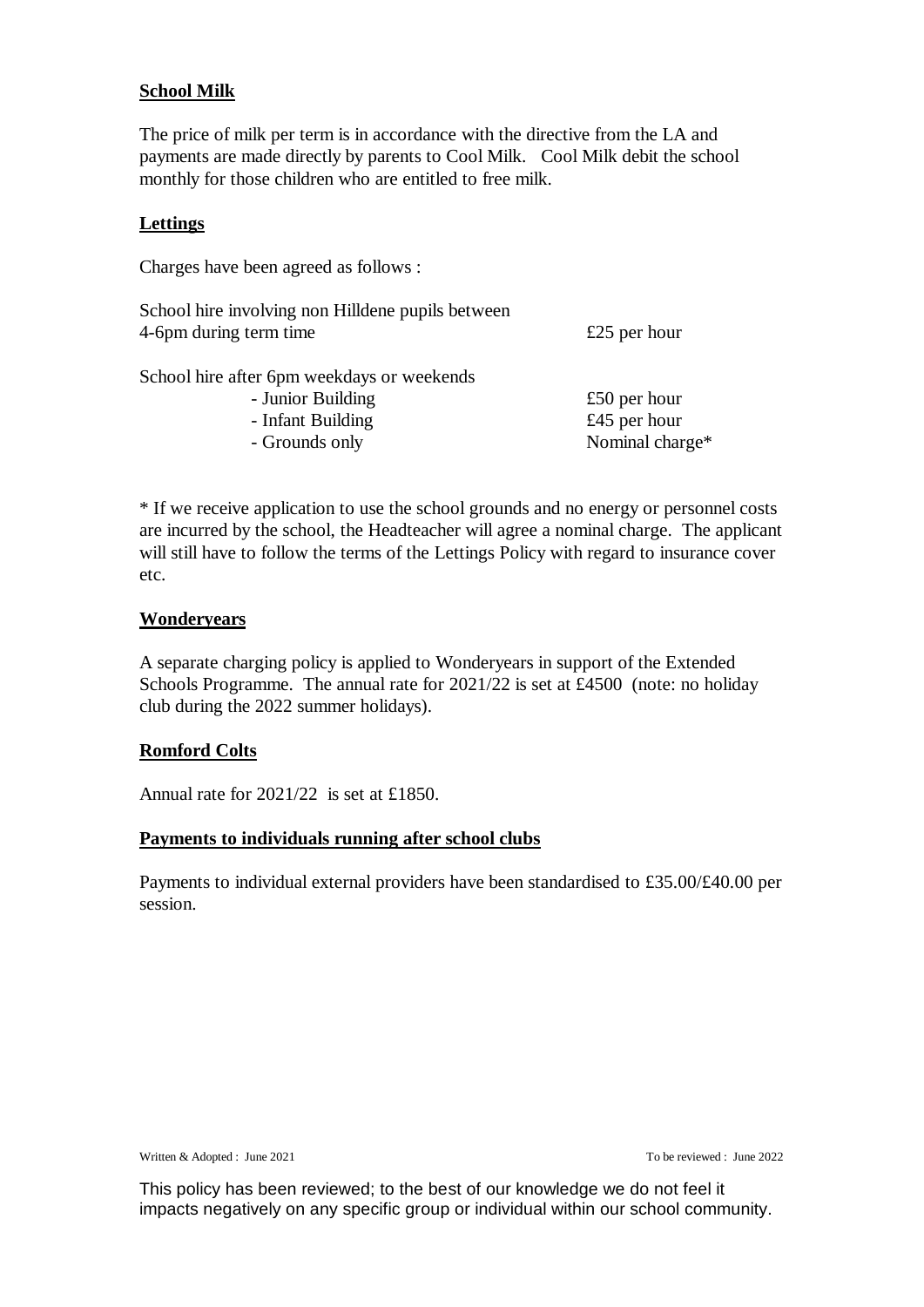**School Milk**

The price of milk per term is in accordance with the directive from the LA and payments are made directly by parents to Cool Milk. Cool Milk debit the school monthly for those children who are entitled to free milk.

**Lettings**

Charges have been agreed as follows :

| | |
|---|---|
| School hire involving non Hilldene pupils between 4-6pm during term time | £25 per hour |
| School hire after 6pm weekdays or weekends | |
| - Junior Building | £50 per hour |
| - Infant Building | £45 per hour |
| - Grounds only | Nominal charge* |

* If we receive application to use the school grounds and no energy or personnel costs are incurred by the school, the Headteacher will agree a nominal charge. The applicant will still have to follow the terms of the Lettings Policy with regard to insurance cover etc.

**Wonderyears**

A separate charging policy is applied to Wonderyears in support of the Extended Schools Programme. The annual rate for 2021/22 is set at £4500 (note: no holiday club during the 2022 summer holidays).

**Romford Colts**

Annual rate for 2021/22 is set at £1850.

**Payments to individuals running after school clubs**

Payments to individual external providers have been standardised to £35.00/£40.00 per session.

Written & Adopted : June 2021 To be reviewed : June 2022

This policy has been reviewed; to the best of our knowledge we do not feel it impacts negatively on any specific group or individual within our school community.